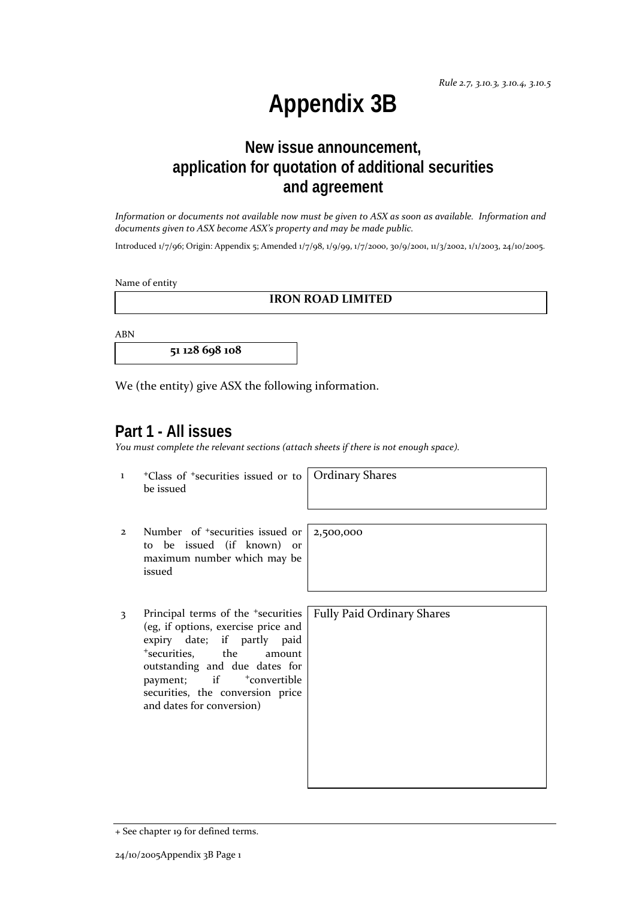*Rule 2.7, 3.10.3, 3.10.4, 3.10.5*

# Appendix 3B

## New issue announcement, application for quotation of additional securities and agreement

*Information or documents not available now must be given to ASX as soon as available. Information and documents given to ASX become ASX's property and may be made public.*

Introduced 1/7/96; Origin: Appendix 5; Amended 1/7/98, 1/9/99, 1/7/2000, 30/9/2001, 11/3/2002, 1/1/2003, 24/10/2005.

Name of entity

**IRON ROAD LIMITED**

ABN

**51 128 698 108**

We (the entity) give ASX the following information.

## Part 1 - All issues

*You must complete the relevant sections (attach sheets if there is not enough space).*

| | | |
|---|---|---|
| 1 | +Class of +securities issued or to be issued | Ordinary Shares |
| 2 | Number of +securities issued or to be issued (if known) or maximum number which may be issued | 2,500,000 |
| 3 | Principal terms of the +securities (eg, if options, exercise price and expiry date; if partly paid +securities, the amount outstanding and due dates for payment; if +convertible securities, the conversion price and dates for conversion) | Fully Paid Ordinary Shares |

+ See chapter 19 for defined terms.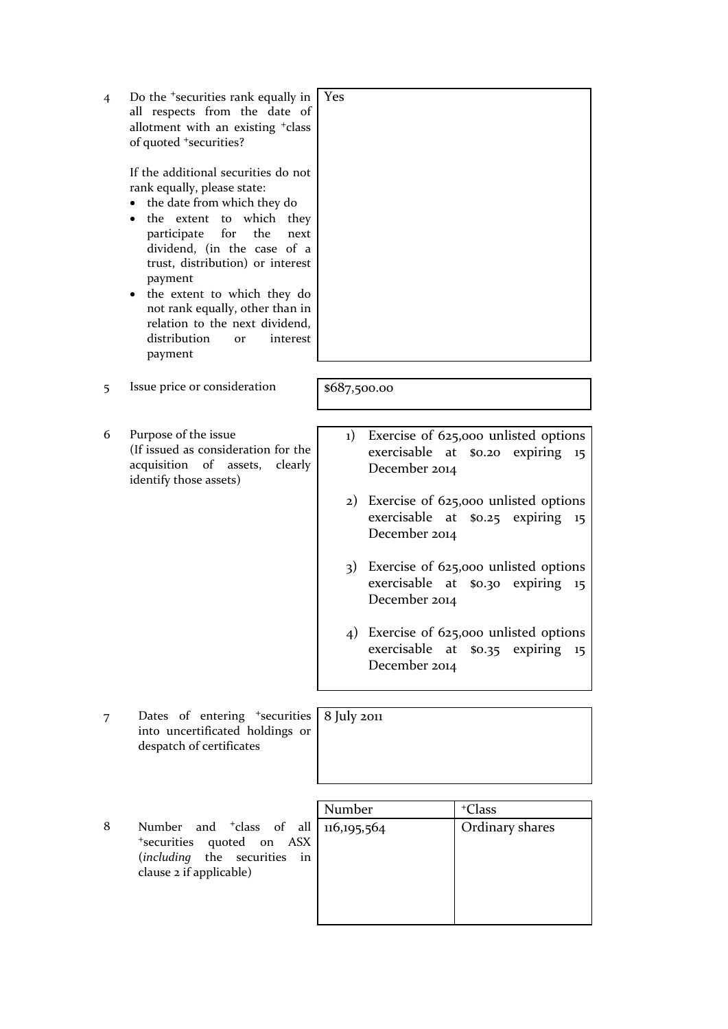| | | |
|---|---|---|
| 4 | Do the +securities rank equally in all respects from the date of allotment with an existing +class of quoted +securities?<br><br>If the additional securities do not rank equally, please state:<br>• the date from which they do<br>• the extent to which they participate for the next dividend, (in the case of a trust, distribution) or interest payment<br>• the extent to which they do not rank equally, other than in relation to the next dividend, distribution or interest payment | Yes |
| 5 | Issue price or consideration | $687,500.00 |
| 6 | Purpose of the issue<br>(If issued as consideration for the acquisition of assets, clearly identify those assets) | 1) Exercise of 625,000 unlisted options exercisable at $0.20 expiring 15 December 2014<br><br>2) Exercise of 625,000 unlisted options exercisable at $0.25 expiring 15 December 2014<br><br>3) Exercise of 625,000 unlisted options exercisable at $0.30 expiring 15 December 2014<br><br>4) Exercise of 625,000 unlisted options exercisable at $0.35 expiring 15 December 2014 |
| 7 | Dates of entering +securities into uncertificated holdings or despatch of certificates | 8 July 2011 |

| | | Number | +Class |
|---|---|---|---|
| 8 | Number and +class of all +securities quoted on ASX (*including* the securities in clause 2 if applicable) | 116,195,564 | Ordinary shares |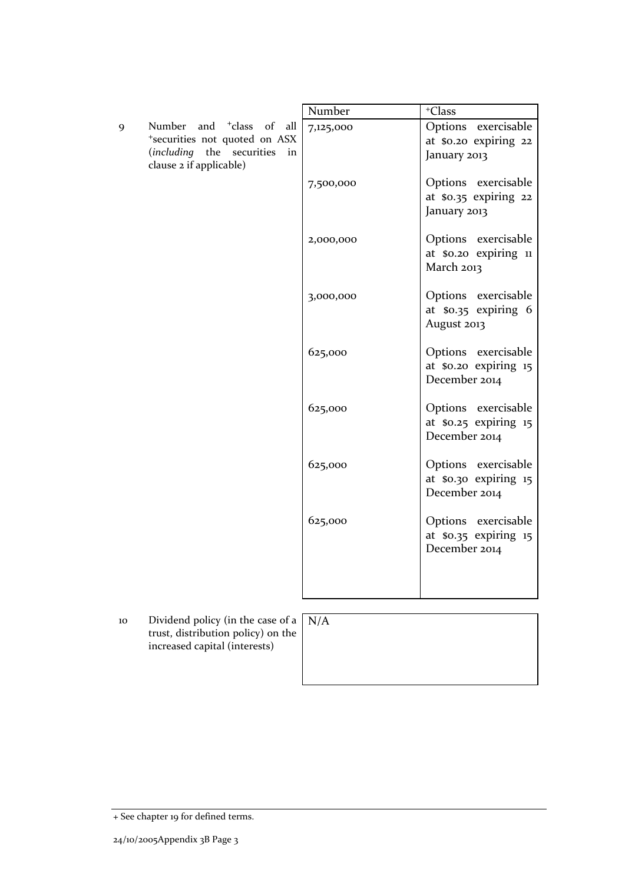| | | Number | +Class |
|---|---|---|---|
| 9 | Number and +class of all +securities not quoted on ASX (*including* the securities in clause 2 if applicable) | 7,125,000 | Options exercisable at $0.20 expiring 22 January 2013 |
| | | 7,500,000 | Options exercisable at $0.35 expiring 22 January 2013 |
| | | 2,000,000 | Options exercisable at $0.20 expiring 11 March 2013 |
| | | 3,000,000 | Options exercisable at $0.35 expiring 6 August 2013 |
| | | 625,000 | Options exercisable at $0.20 expiring 15 December 2014 |
| | | 625,000 | Options exercisable at $0.25 expiring 15 December 2014 |
| | | 625,000 | Options exercisable at $0.30 expiring 15 December 2014 |
| | | 625,000 | Options exercisable at $0.35 expiring 15 December 2014 |

| | | |
|---|---|---|
| 10 | Dividend policy (in the case of a trust, distribution policy) on the increased capital (interests) | N/A |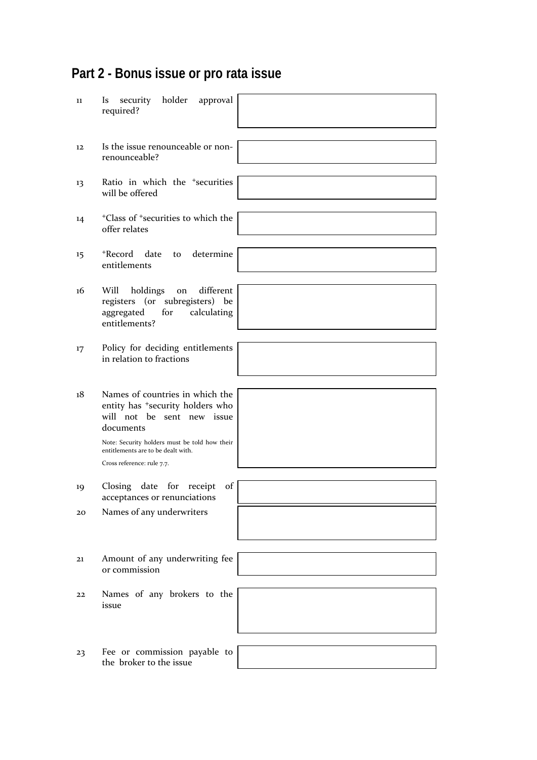## Part 2 - Bonus issue or pro rata issue

| | | |
|---|---|---|
| 11 | Is security holder approval required? | |
| 12 | Is the issue renounceable or non-renounceable? | |
| 13 | Ratio in which the +securities will be offered | |
| 14 | +Class of +securities to which the offer relates | |
| 15 | +Record date to determine entitlements | |
| 16 | Will holdings on different registers (or subregisters) be aggregated for calculating entitlements? | |
| 17 | Policy for deciding entitlements in relation to fractions | |
| 18 | Names of countries in which the entity has +security holders who will not be sent new issue documents<br><br>Note: Security holders must be told how their entitlements are to be dealt with.<br><br>Cross reference: rule 7.7. | |
| 19 | Closing date for receipt of acceptances or renunciations | |
| 20 | Names of any underwriters | |
| 21 | Amount of any underwriting fee or commission | |
| 22 | Names of any brokers to the issue | |
| 23 | Fee or commission payable to the broker to the issue | |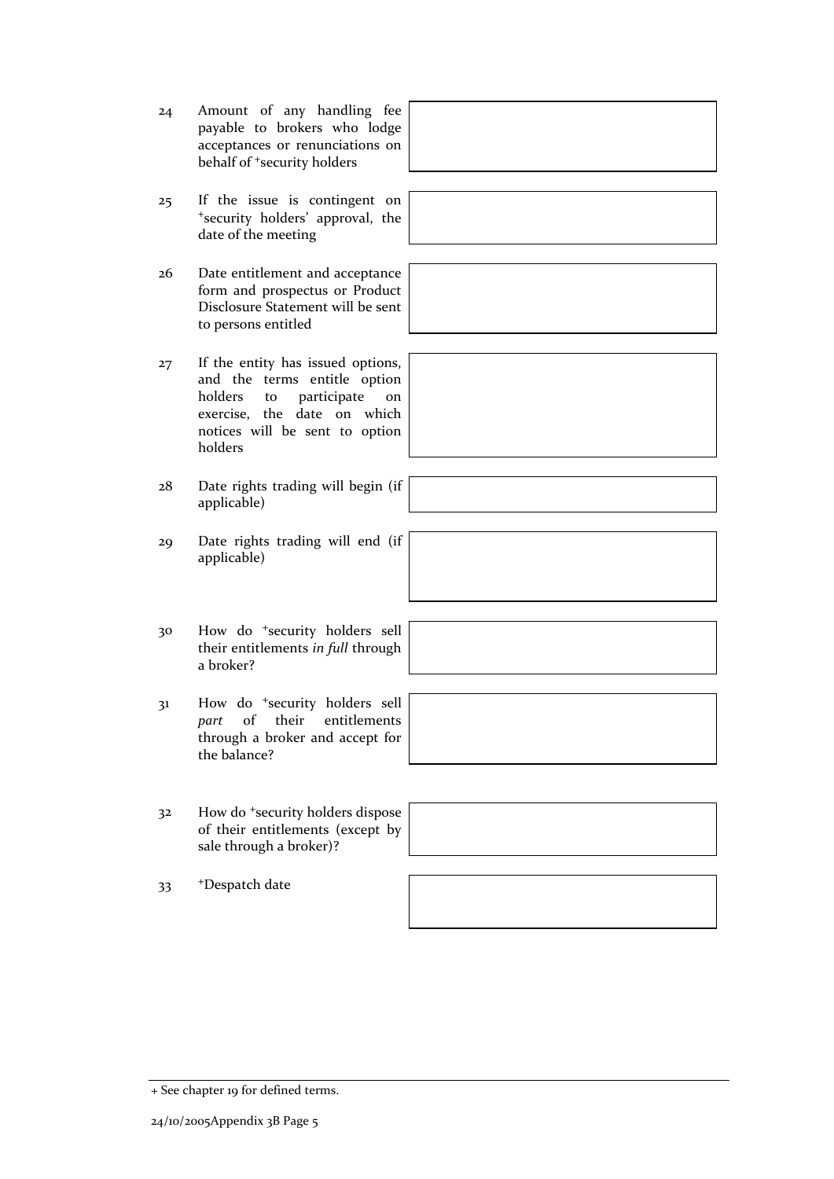| | | |
|---|---|---|
| 24 | Amount of any handling fee payable to brokers who lodge acceptances or renunciations on behalf of +security holders | |
| 25 | If the issue is contingent on +security holders' approval, the date of the meeting | |
| 26 | Date entitlement and acceptance form and prospectus or Product Disclosure Statement will be sent to persons entitled | |
| 27 | If the entity has issued options, and the terms entitle option holders to participate on exercise, the date on which notices will be sent to option holders | |
| 28 | Date rights trading will begin (if applicable) | |
| 29 | Date rights trading will end (if applicable) | |
| 30 | How do +security holders sell their entitlements *in full* through a broker? | |
| 31 | How do +security holders sell *part* of their entitlements through a broker and accept for the balance? | |
| 32 | How do +security holders dispose of their entitlements (except by sale through a broker)? | |
| 33 | +Despatch date | |

+ See chapter 19 for defined terms.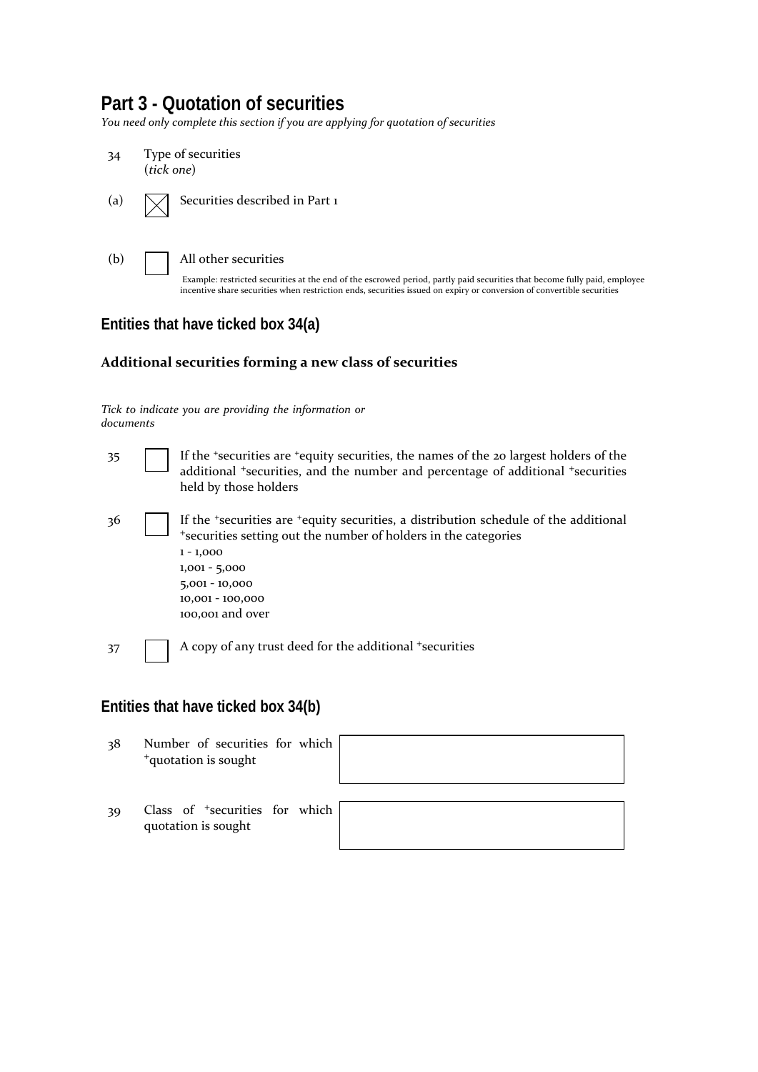## Part 3 - Quotation of securities

*You need only complete this section if you are applying for quotation of securities*

34 Type of securities
(*tick one*)

(a) ☒ Securities described in Part 1

(b) ☐ All other securities

Example: restricted securities at the end of the escrowed period, partly paid securities that become fully paid, employee incentive share securities when restriction ends, securities issued on expiry or conversion of convertible securities

### Entities that have ticked box 34(a)

**Additional securities forming a new class of securities**

*Tick to indicate you are providing the information or documents*

35 ☐ If the +securities are +equity securities, the names of the 20 largest holders of the additional +securities, and the number and percentage of additional +securities held by those holders

36 ☐ If the +securities are +equity securities, a distribution schedule of the additional +securities setting out the number of holders in the categories
1 - 1,000
1,001 - 5,000
5,001 - 10,000
10,001 - 100,000
100,001 and over

37 ☐ A copy of any trust deed for the additional +securities

### Entities that have ticked box 34(b)

| | | |
|---|---|---|
| 38 | Number of securities for which +quotation is sought | |
| 39 | Class of +securities for which quotation is sought | |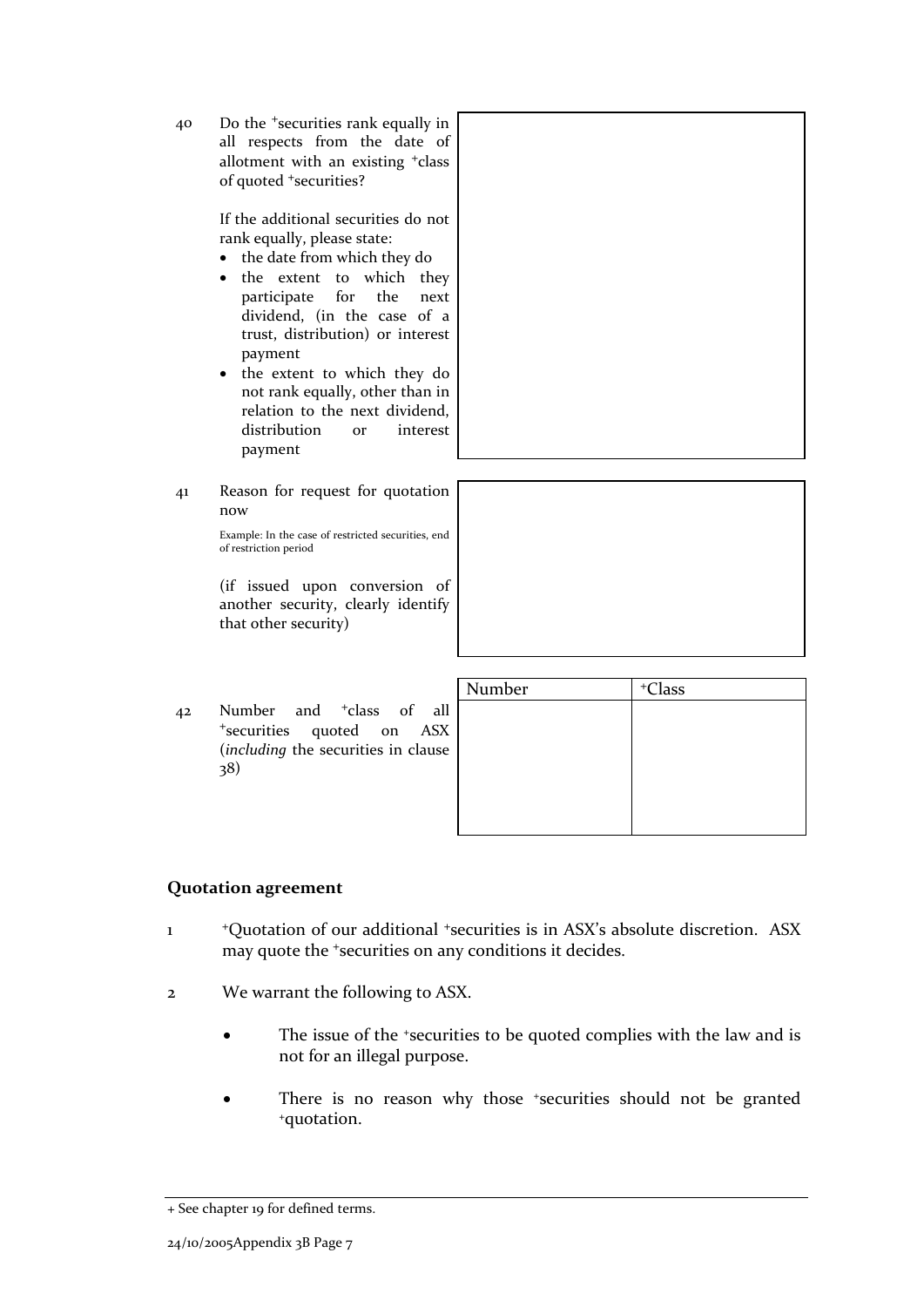40 Do the +securities rank equally in all respects from the date of allotment with an existing +class of quoted +securities?

If the additional securities do not rank equally, please state:

- the date from which they do
- the extent to which they participate for the next dividend, (in the case of a trust, distribution) or interest payment
- the extent to which they do not rank equally, other than in relation to the next dividend, distribution or interest payment

41 Reason for request for quotation now

Example: In the case of restricted securities, end of restriction period

(if issued upon conversion of another security, clearly identify that other security)

42 Number and +class of all +securities quoted on ASX (*including* the securities in clause 38)

| Number | +Class |
|---|---|
| | |

## Quotation agreement

1 +Quotation of our additional +securities is in ASX's absolute discretion. ASX may quote the +securities on any conditions it decides.

2 We warrant the following to ASX.

- The issue of the +securities to be quoted complies with the law and is not for an illegal purpose.
- There is no reason why those +securities should not be granted +quotation.

+ See chapter 19 for defined terms.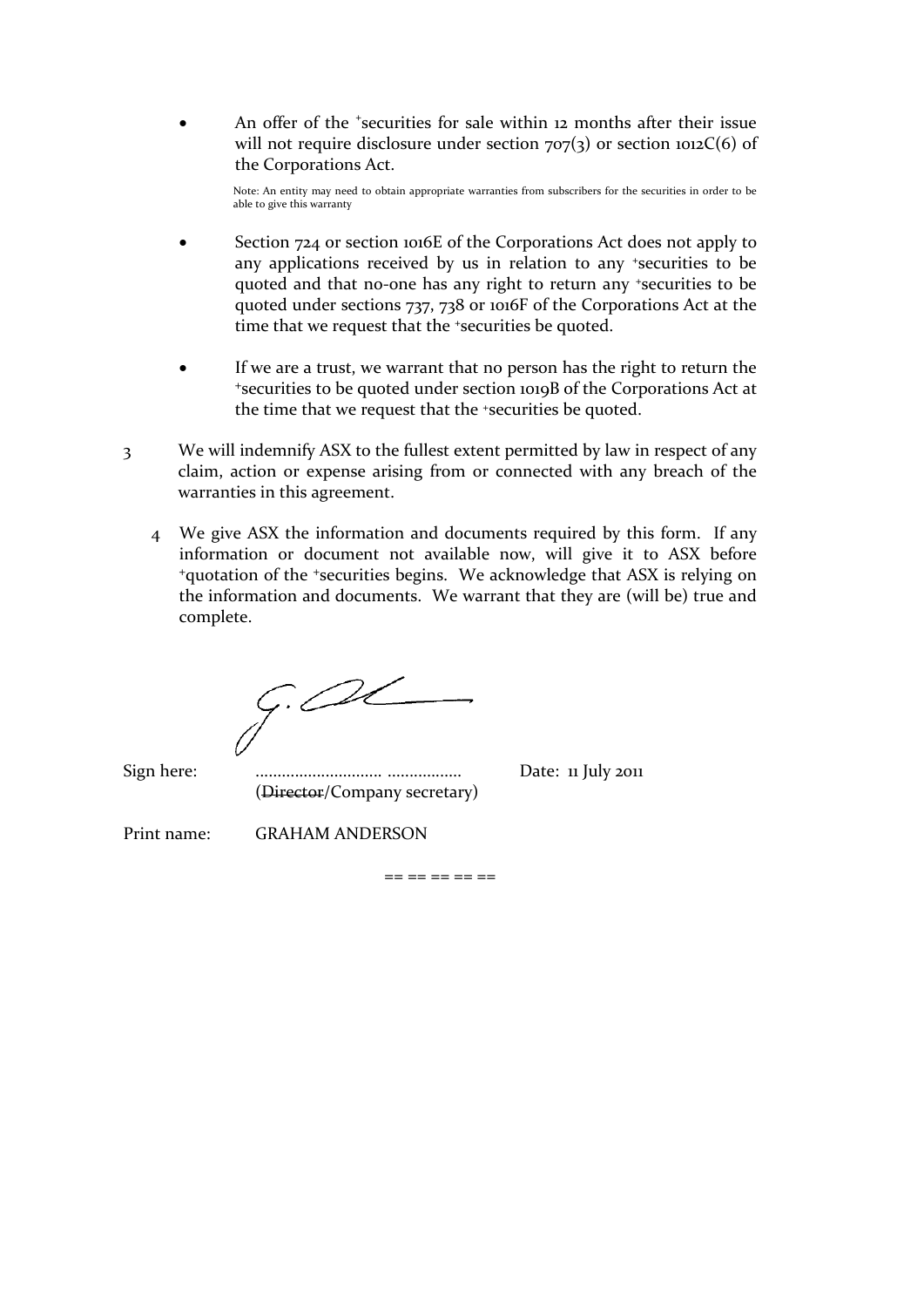- An offer of the +securities for sale within 12 months after their issue will not require disclosure under section 707(3) or section 1012C(6) of the Corporations Act.

  Note: An entity may need to obtain appropriate warranties from subscribers for the securities in order to be able to give this warranty

- Section 724 or section 1016E of the Corporations Act does not apply to any applications received by us in relation to any +securities to be quoted and that no-one has any right to return any +securities to be quoted under sections 737, 738 or 1016F of the Corporations Act at the time that we request that the +securities be quoted.

- If we are a trust, we warrant that no person has the right to return the +securities to be quoted under section 1019B of the Corporations Act at the time that we request that the +securities be quoted.

3 We will indemnify ASX to the fullest extent permitted by law in respect of any claim, action or expense arising from or connected with any breach of the warranties in this agreement.

4 We give ASX the information and documents required by this form. If any information or document not available now, will give it to ASX before +quotation of the +securities begins. We acknowledge that ASX is relying on the information and documents. We warrant that they are (will be) true and complete.

Sign here: ............................ ................ Date: 11 July 2011
(~~Director~~/Company secretary)

Print name: GRAHAM ANDERSON

== == == == ==